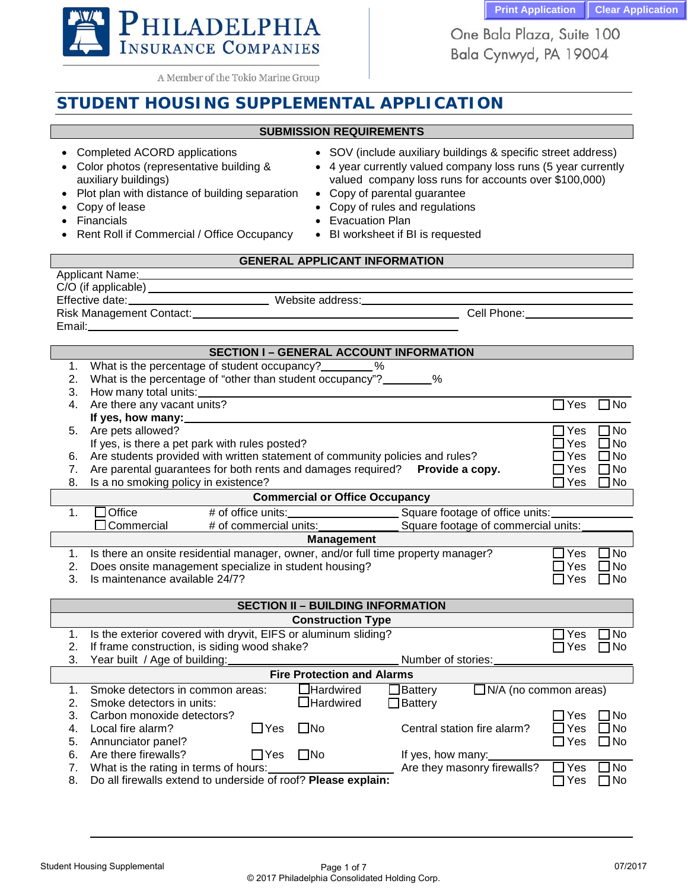Philadelphia Insurance Companies
A Member of the Tokio Marine Group

One Bala Plaza, Suite 100
Bala Cynwyd, PA 19004

# STUDENT HOUSING SUPPLEMENTAL APPLICATION

## SUBMISSION REQUIREMENTS

- Completed ACORD applications
- Color photos (representative building & auxiliary buildings)
- Plot plan with distance of building separation
- Copy of lease
- Financials
- Rent Roll if Commercial / Office Occupancy
- SOV (include auxiliary buildings & specific street address)
- 4 year currently valued company loss runs (5 year currently valued company loss runs for accounts over $100,000)
- Copy of parental guarantee
- Copy of rules and regulations
- Evacuation Plan
- BI worksheet if BI is requested

## GENERAL APPLICANT INFORMATION

Applicant Name: \_\_\_\_\_\_\_\_\_\_\_\_\_\_\_\_\_\_\_\_

C/O (if applicable) \_\_\_\_\_\_\_\_\_\_\_\_\_\_\_\_\_\_\_\_

Effective date: \_\_\_\_\_\_\_\_\_\_ Website address: \_\_\_\_\_\_\_\_\_\_

Risk Management Contact: \_\_\_\_\_\_\_\_\_\_ Cell Phone: \_\_\_\_\_\_\_\_\_\_

Email: \_\_\_\_\_\_\_\_\_\_

## SECTION I – GENERAL ACCOUNT INFORMATION

1. What is the percentage of student occupancy? \_\_\_\_\_\_\_\_%
2. What is the percentage of "other than student occupancy"? \_\_\_\_\_\_\_\_%
3. How many total units: \_\_\_\_\_\_\_\_
4. Are there any vacant units? ☐ Yes ☐ No
   **If yes, how many:** \_\_\_\_\_\_\_\_
5. Are pets allowed? ☐ Yes ☐ No
   If yes, is there a pet park with rules posted? ☐ Yes ☐ No
6. Are students provided with written statement of community policies and rules? ☐ Yes ☐ No
7. Are parental guarantees for both rents and damages required? **Provide a copy.** ☐ Yes ☐ No
8. Is a no smoking policy in existence? ☐ Yes ☐ No

### Commercial or Office Occupancy

1. ☐ Office — # of office units: \_\_\_\_\_\_\_\_ Square footage of office units: \_\_\_\_\_\_\_\_
   ☐ Commercial — # of commercial units: \_\_\_\_\_\_\_\_ Square footage of commercial units: \_\_\_\_\_\_\_\_

### Management

1. Is there an onsite residential manager, owner, and/or full time property manager? ☐ Yes ☐ No
2. Does onsite management specialize in student housing? ☐ Yes ☐ No
3. Is maintenance available 24/7? ☐ Yes ☐ No

## SECTION II – BUILDING INFORMATION

### Construction Type

1. Is the exterior covered with dryvit, EIFS or aluminum sliding? ☐ Yes ☐ No
2. If frame construction, is siding wood shake? ☐ Yes ☐ No
3. Year built / Age of building: \_\_\_\_\_\_\_\_ Number of stories: \_\_\_\_\_\_\_\_

### Fire Protection and Alarms

1. Smoke detectors in common areas: ☐ Hardwired ☐ Battery ☐ N/A (no common areas)
2. Smoke detectors in units: ☐ Hardwired ☐ Battery
3. Carbon monoxide detectors? ☐ Yes ☐ No
4. Local fire alarm? ☐ Yes ☐ No — Central station fire alarm? ☐ Yes ☐ No
5. Annunciator panel? ☐ Yes ☐ No
6. Are there firewalls? ☐ Yes ☐ No — If yes, how many: \_\_\_\_\_\_\_\_
7. What is the rating in terms of hours: \_\_\_\_\_\_\_\_ Are they masonry firewalls? ☐ Yes ☐ No
8. Do all firewalls extend to underside of roof? **Please explain:** ☐ Yes ☐ No

\_\_\_\_\_\_\_\_\_\_\_\_\_\_\_\_\_\_\_\_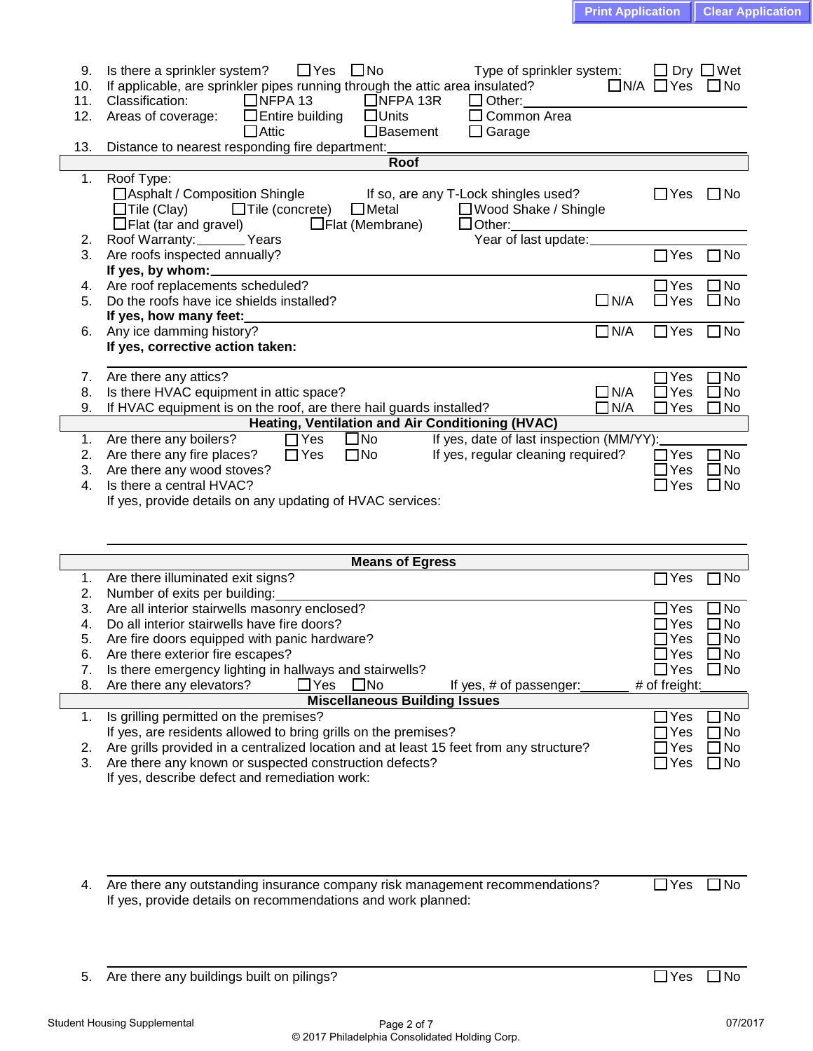9. Is there a sprinkler system? ☐ Yes ☐ No  Type of sprinkler system: ☐ Dry ☐ Wet
10. If applicable, are sprinkler pipes running through the attic area insulated? ☐ N/A ☐ Yes ☐ No
11. Classification: ☐ NFPA 13 ☐ NFPA 13R ☐ Other: ____________
12. Areas of coverage: ☐ Entire building ☐ Units ☐ Common Area ☐ Attic ☐ Basement ☐ Garage
13. Distance to nearest responding fire department: ____________

## Roof

1. Roof Type:
   ☐ Asphalt / Composition Shingle  If so, are any T-Lock shingles used? ☐ Yes ☐ No
   ☐ Tile (Clay) ☐ Tile (concrete) ☐ Metal ☐ Wood Shake / Shingle
   ☐ Flat (tar and gravel) ☐ Flat (Membrane) ☐ Other: ____________
2. Roof Warranty: _______ Years  Year of last update: ____________
3. Are roofs inspected annually? ☐ Yes ☐ No
   **If yes, by whom:** ____________
4. Are roof replacements scheduled? ☐ Yes ☐ No
5. Do the roofs have ice shields installed? ☐ N/A ☐ Yes ☐ No
   **If yes, how many feet:** ____________
6. Any ice damming history? ☐ N/A ☐ Yes ☐ No
   **If yes, corrective action taken:** ____________
7. Are there any attics? ☐ Yes ☐ No
8. Is there HVAC equipment in attic space? ☐ N/A ☐ Yes ☐ No
9. If HVAC equipment is on the roof, are there hail guards installed? ☐ N/A ☐ Yes ☐ No

## Heating, Ventilation and Air Conditioning (HVAC)

1. Are there any boilers? ☐ Yes ☐ No  If yes, date of last inspection (MM/YY): ____________
2. Are there any fire places? ☐ Yes ☐ No  If yes, regular cleaning required? ☐ Yes ☐ No
3. Are there any wood stoves? ☐ Yes ☐ No
4. Is there a central HVAC? ☐ Yes ☐ No
   If yes, provide details on any updating of HVAC services: ____________

## Means of Egress

1. Are there illuminated exit signs? ☐ Yes ☐ No
2. Number of exits per building: ____________
3. Are all interior stairwells masonry enclosed? ☐ Yes ☐ No
4. Do all interior stairwells have fire doors? ☐ Yes ☐ No
5. Are fire doors equipped with panic hardware? ☐ Yes ☐ No
6. Are there exterior fire escapes? ☐ Yes ☐ No
7. Is there emergency lighting in hallways and stairwells? ☐ Yes ☐ No
8. Are there any elevators? ☐ Yes ☐ No  If yes, # of passenger: _______ # of freight: _______

## Miscellaneous Building Issues

1. Is grilling permitted on the premises? ☐ Yes ☐ No
   If yes, are residents allowed to bring grills on the premises? ☐ Yes ☐ No
2. Are grills provided in a centralized location and at least 15 feet from any structure? ☐ Yes ☐ No
3. Are there any known or suspected construction defects? ☐ Yes ☐ No
   If yes, describe defect and remediation work: ____________
4. Are there any outstanding insurance company risk management recommendations? ☐ Yes ☐ No
   If yes, provide details on recommendations and work planned: ____________
5. Are there any buildings built on pilings? ☐ Yes ☐ No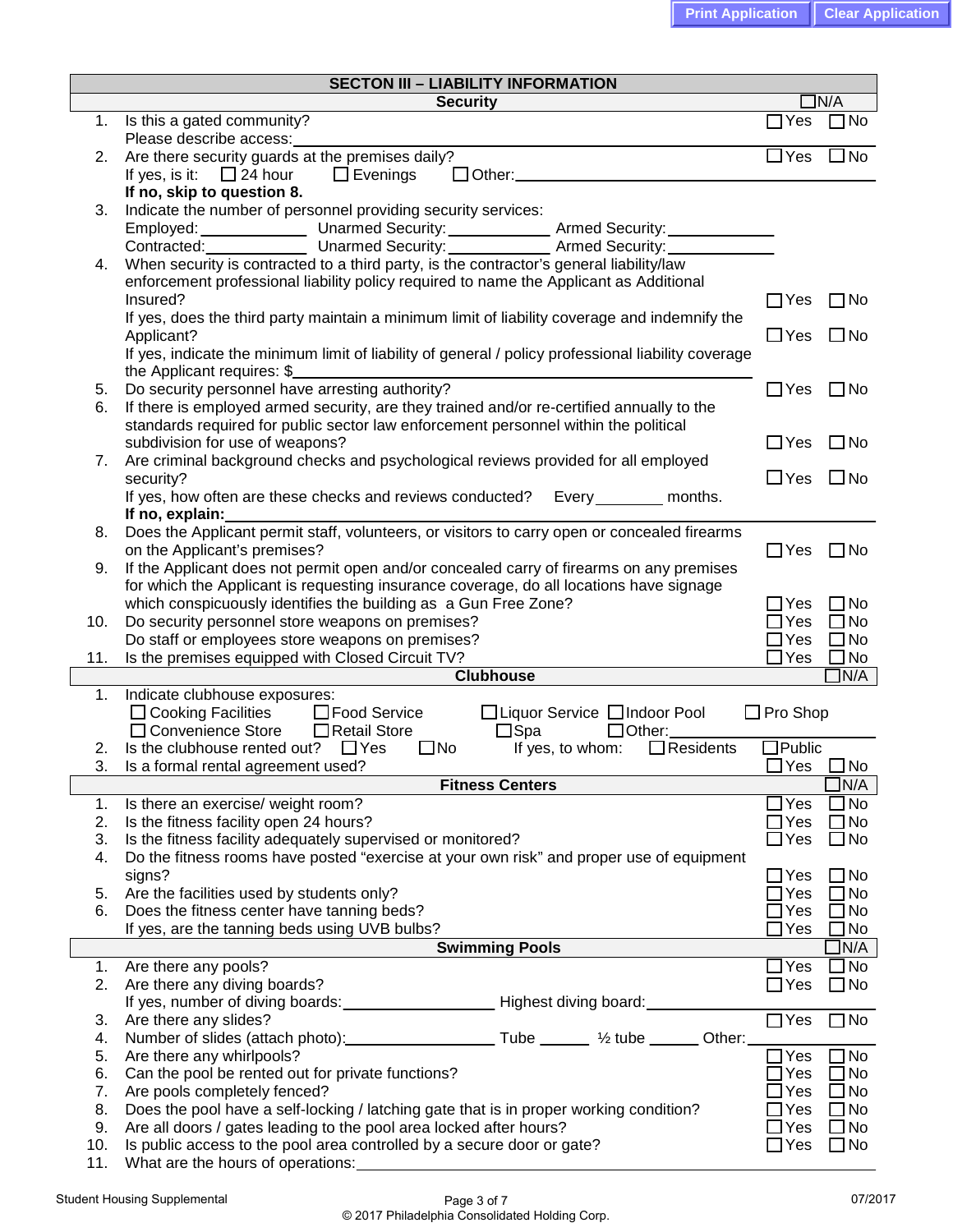## SECTON III – LIABILITY INFORMATION

### Security

☐ N/A

1. Is this a gated community? ☐ Yes ☐ No
   Please describe access: ______________________________
2. Are there security guards at the premises daily? ☐ Yes ☐ No
   If yes, is it: ☐ 24 hour ☐ Evenings ☐ Other: ______________________________
   **If no, skip to question 8.**
3. Indicate the number of personnel providing security services:
   Employed: __________ Unarmed Security: __________ Armed Security: __________
   Contracted: __________ Unarmed Security: __________ Armed Security: __________
4. When security is contracted to a third party, is the contractor's general liability/law enforcement professional liability policy required to name the Applicant as Additional Insured? ☐ Yes ☐ No
   If yes, does the third party maintain a minimum limit of liability coverage and indemnify the Applicant? ☐ Yes ☐ No
   If yes, indicate the minimum limit of liability of general / policy professional liability coverage the Applicant requires: $ ______________________________
5. Do security personnel have arresting authority? ☐ Yes ☐ No
6. If there is employed armed security, are they trained and/or re-certified annually to the standards required for public sector law enforcement personnel within the political subdivision for use of weapons? ☐ Yes ☐ No
7. Are criminal background checks and psychological reviews provided for all employed security? ☐ Yes ☐ No
   If yes, how often are these checks and reviews conducted? Every ________ months.
   **If no, explain:** ______________________________
8. Does the Applicant permit staff, volunteers, or visitors to carry open or concealed firearms on the Applicant's premises? ☐ Yes ☐ No
9. If the Applicant does not permit open and/or concealed carry of firearms on any premises for which the Applicant is requesting insurance coverage, do all locations have signage which conspicuously identifies the building as a Gun Free Zone? ☐ Yes ☐ No
10. Do security personnel store weapons on premises? ☐ Yes ☐ No
    Do staff or employees store weapons on premises? ☐ Yes ☐ No
11. Is the premises equipped with Closed Circuit TV? ☐ Yes ☐ No

### Clubhouse

☐ N/A

1. Indicate clubhouse exposures:
   ☐ Cooking Facilities ☐ Food Service ☐ Liquor Service ☐ Indoor Pool ☐ Pro Shop
   ☐ Convenience Store ☐ Retail Store ☐ Spa ☐ Other: ______________________________
2. Is the clubhouse rented out? ☐ Yes ☐ No If yes, to whom: ☐ Residents ☐ Public
3. Is a formal rental agreement used? ☐ Yes ☐ No

### Fitness Centers

☐ N/A

1. Is there an exercise/ weight room? ☐ Yes ☐ No
2. Is the fitness facility open 24 hours? ☐ Yes ☐ No
3. Is the fitness facility adequately supervised or monitored? ☐ Yes ☐ No
4. Do the fitness rooms have posted "exercise at your own risk" and proper use of equipment signs? ☐ Yes ☐ No
5. Are the facilities used by students only? ☐ Yes ☐ No
6. Does the fitness center have tanning beds? ☐ Yes ☐ No
   If yes, are the tanning beds using UVB bulbs? ☐ Yes ☐ No

### Swimming Pools

☐ N/A

1. Are there any pools? ☐ Yes ☐ No
2. Are there any diving boards? ☐ Yes ☐ No
   If yes, number of diving boards: ______________ Highest diving board: ______________
3. Are there any slides? ☐ Yes ☐ No
4. Number of slides (attach photo): ______________ Tube ______ ½ tube ______ Other: ______________
5. Are there any whirlpools? ☐ Yes ☐ No
6. Can the pool be rented out for private functions? ☐ Yes ☐ No
7. Are pools completely fenced? ☐ Yes ☐ No
8. Does the pool have a self-locking / latching gate that is in proper working condition? ☐ Yes ☐ No
9. Are all doors / gates leading to the pool area locked after hours? ☐ Yes ☐ No
10. Is public access to the pool area controlled by a secure door or gate? ☐ Yes ☐ No
11. What are the hours of operations: ______________________________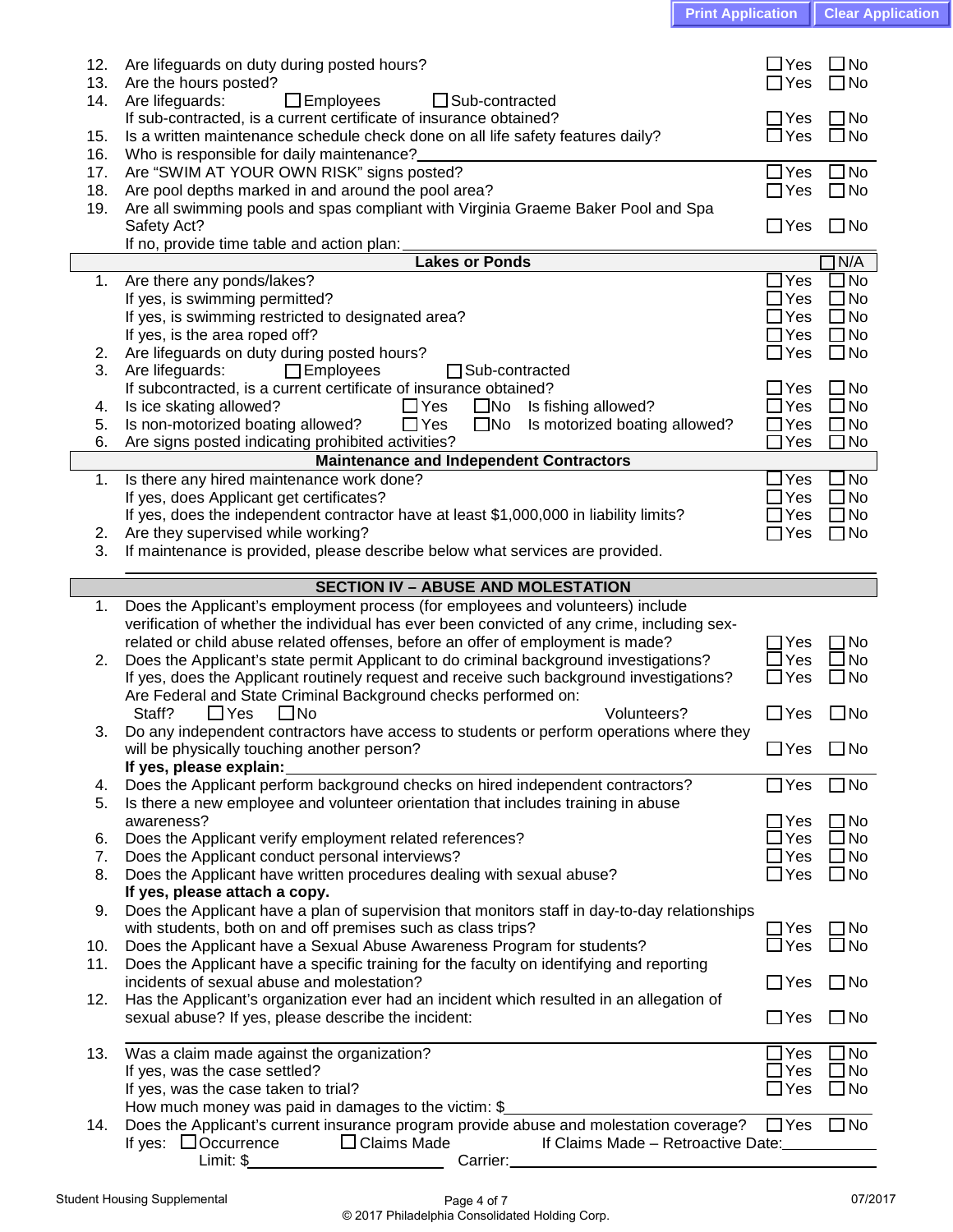12. Are lifeguards on duty during posted hours? ☐ Yes ☐ No
13. Are the hours posted? ☐ Yes ☐ No
14. Are lifeguards: ☐ Employees ☐ Sub-contracted
    If sub-contracted, is a current certificate of insurance obtained? ☐ Yes ☐ No
15. Is a written maintenance schedule check done on all life safety features daily? ☐ Yes ☐ No
16. Who is responsible for daily maintenance? ____________________
17. Are "SWIM AT YOUR OWN RISK" signs posted? ☐ Yes ☐ No
18. Are pool depths marked in and around the pool area? ☐ Yes ☐ No
19. Are all swimming pools and spas compliant with Virginia Graeme Baker Pool and Spa Safety Act? ☐ Yes ☐ No
    If no, provide time table and action plan: ____________________

## Lakes or Ponds ☐ N/A

1. Are there any ponds/lakes? ☐ Yes ☐ No
   If yes, is swimming permitted? ☐ Yes ☐ No
   If yes, is swimming restricted to designated area? ☐ Yes ☐ No
   If yes, is the area roped off? ☐ Yes ☐ No
2. Are lifeguards on duty during posted hours? ☐ Yes ☐ No
3. Are lifeguards: ☐ Employees ☐ Sub-contracted
   If subcontracted, is a current certificate of insurance obtained? ☐ Yes ☐ No
4. Is ice skating allowed? ☐ Yes ☐ No Is fishing allowed? ☐ Yes ☐ No
5. Is non-motorized boating allowed? ☐ Yes ☐ No Is motorized boating allowed? ☐ Yes ☐ No
6. Are signs posted indicating prohibited activities? ☐ Yes ☐ No

## Maintenance and Independent Contractors

1. Is there any hired maintenance work done? ☐ Yes ☐ No
   If yes, does Applicant get certificates? ☐ Yes ☐ No
   If yes, does the independent contractor have at least $1,000,000 in liability limits? ☐ Yes ☐ No
2. Are they supervised while working? ☐ Yes ☐ No
3. If maintenance is provided, please describe below what services are provided.
   ____________________

## SECTION IV – ABUSE AND MOLESTATION

1. Does the Applicant's employment process (for employees and volunteers) include verification of whether the individual has ever been convicted of any crime, including sex-related or child abuse related offenses, before an offer of employment is made? ☐ Yes ☐ No
2. Does the Applicant's state permit Applicant to do criminal background investigations? ☐ Yes ☐ No
   If yes, does the Applicant routinely request and receive such background investigations? ☐ Yes ☐ No
   Are Federal and State Criminal Background checks performed on:
   Staff? ☐ Yes ☐ No Volunteers? ☐ Yes ☐ No
3. Do any independent contractors have access to students or perform operations where they will be physically touching another person? ☐ Yes ☐ No
   **If yes, please explain:** ____________________
4. Does the Applicant perform background checks on hired independent contractors? ☐ Yes ☐ No
5. Is there a new employee and volunteer orientation that includes training in abuse awareness? ☐ Yes ☐ No
6. Does the Applicant verify employment related references? ☐ Yes ☐ No
7. Does the Applicant conduct personal interviews? ☐ Yes ☐ No
8. Does the Applicant have written procedures dealing with sexual abuse? ☐ Yes ☐ No
   **If yes, please attach a copy.**
9. Does the Applicant have a plan of supervision that monitors staff in day-to-day relationships with students, both on and off premises such as class trips? ☐ Yes ☐ No
10. Does the Applicant have a Sexual Abuse Awareness Program for students? ☐ Yes ☐ No
11. Does the Applicant have a specific training for the faculty on identifying and reporting incidents of sexual abuse and molestation? ☐ Yes ☐ No
12. Has the Applicant's organization ever had an incident which resulted in an allegation of sexual abuse? If yes, please describe the incident: ☐ Yes ☐ No
    ____________________
13. Was a claim made against the organization? ☐ Yes ☐ No
    If yes, was the case settled? ☐ Yes ☐ No
    If yes, was the case taken to trial? ☐ Yes ☐ No
    How much money was paid in damages to the victim: $____________________
14. Does the Applicant's current insurance program provide abuse and molestation coverage? ☐ Yes ☐ No
    If yes: ☐ Occurrence ☐ Claims Made If Claims Made – Retroactive Date: __________
    Limit: $__________ Carrier: ____________________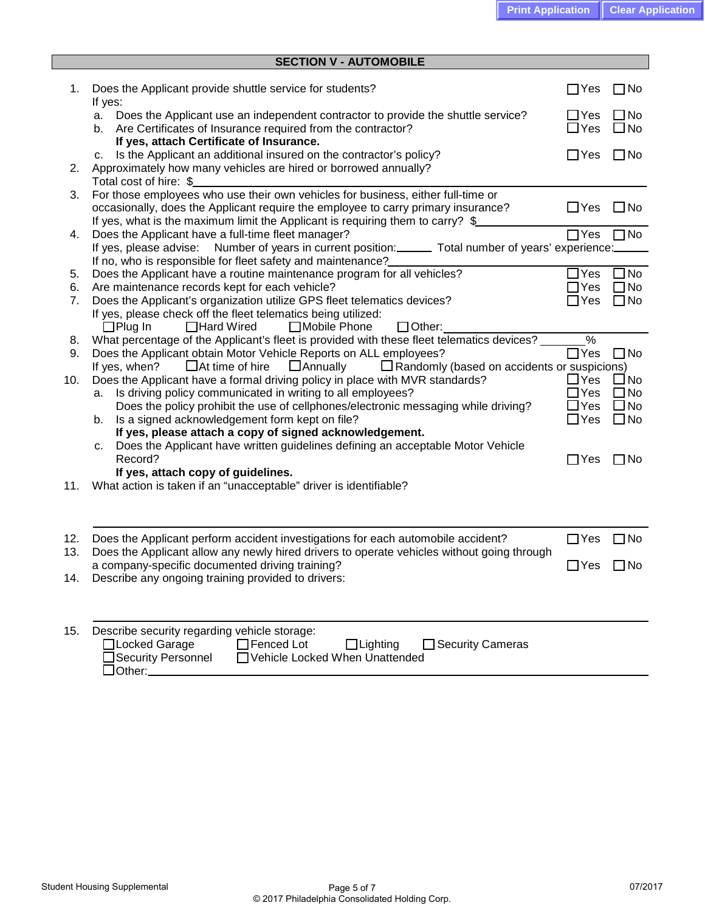## SECTION V - AUTOMOBILE

1. Does the Applicant provide shuttle service for students? ☐ Yes ☐ No
   If yes:
   a. Does the Applicant use an independent contractor to provide the shuttle service? ☐ Yes ☐ No
   b. Are Certificates of Insurance required from the contractor? ☐ Yes ☐ No
      **If yes, attach Certificate of Insurance.**
   c. Is the Applicant an additional insured on the contractor's policy? ☐ Yes ☐ No
2. Approximately how many vehicles are hired or borrowed annually?
   Total cost of hire: $\_\_\_\_\_\_\_\_\_\_
3. For those employees who use their own vehicles for business, either full-time or occasionally, does the Applicant require the employee to carry primary insurance? ☐ Yes ☐ No
   If yes, what is the maximum limit the Applicant is requiring them to carry? $\_\_\_\_\_\_\_\_\_\_
4. Does the Applicant have a full-time fleet manager? ☐ Yes ☐ No
   If yes, please advise: Number of years in current position:\_\_\_\_\_\_ Total number of years' experience:\_\_\_\_\_\_
   If no, who is responsible for fleet safety and maintenance?\_\_\_\_\_\_\_\_\_\_
5. Does the Applicant have a routine maintenance program for all vehicles? ☐ Yes ☐ No
6. Are maintenance records kept for each vehicle? ☐ Yes ☐ No
7. Does the Applicant's organization utilize GPS fleet telematics devices? ☐ Yes ☐ No
   If yes, please check off the fleet telematics being utilized:
   ☐ Plug In ☐ Hard Wired ☐ Mobile Phone ☐ Other:\_\_\_\_\_\_\_\_\_\_
8. What percentage of the Applicant's fleet is provided with these fleet telematics devices? \_\_\_\_\_\_%
9. Does the Applicant obtain Motor Vehicle Reports on ALL employees? ☐ Yes ☐ No
   If yes, when? ☐ At time of hire ☐ Annually ☐ Randomly (based on accidents or suspicions)
10. Does the Applicant have a formal driving policy in place with MVR standards? ☐ Yes ☐ No
    a. Is driving policy communicated in writing to all employees? ☐ Yes ☐ No
       Does the policy prohibit the use of cellphones/electronic messaging while driving? ☐ Yes ☐ No
    b. Is a signed acknowledgement form kept on file? ☐ Yes ☐ No
       **If yes, please attach a copy of signed acknowledgement.**
    c. Does the Applicant have written guidelines defining an acceptable Motor Vehicle Record? ☐ Yes ☐ No
       **If yes, attach copy of guidelines.**
11. What action is taken if an "unacceptable" driver is identifiable?

    \_\_\_\_\_\_\_\_\_\_

12. Does the Applicant perform accident investigations for each automobile accident? ☐ Yes ☐ No
13. Does the Applicant allow any newly hired drivers to operate vehicles without going through a company-specific documented driving training? ☐ Yes ☐ No
14. Describe any ongoing training provided to drivers:

    \_\_\_\_\_\_\_\_\_\_

15. Describe security regarding vehicle storage:
    ☐ Locked Garage ☐ Fenced Lot ☐ Lighting ☐ Security Cameras
    ☐ Security Personnel ☐ Vehicle Locked When Unattended
    ☐ Other:\_\_\_\_\_\_\_\_\_\_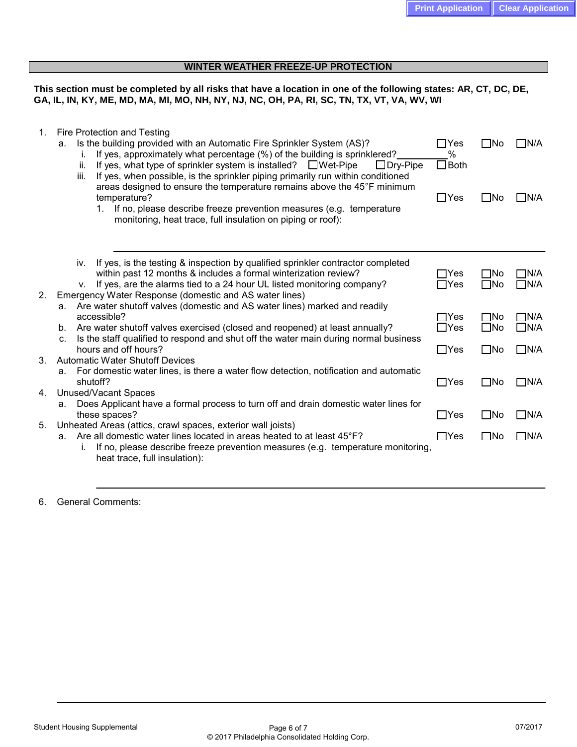## WINTER WEATHER FREEZE-UP PROTECTION

**This section must be completed by all risks that have a location in one of the following states: AR, CT, DC, DE, GA, IL, IN, KY, ME, MD, MA, MI, MO, NH, NY, NJ, NC, OH, PA, RI, SC, TN, TX, VT, VA, WV, WI**

1. Fire Protection and Testing
   a. Is the building provided with an Automatic Fire Sprinkler System (AS)? ☐Yes ☐No ☐N/A
      i. If yes, approximately what percentage (%) of the building is sprinklered? ________%
      ii. If yes, what type of sprinkler system is installed? ☐Wet-Pipe ☐Dry-Pipe ☐Both
      iii. If yes, when possible, is the sprinkler piping primarily run within conditioned areas designed to ensure the temperature remains above the 45°F minimum temperature? ☐Yes ☐No ☐N/A
         1. If no, please describe freeze prevention measures (e.g. temperature monitoring, heat trace, full insulation on piping or roof):

         ____________________________________________________________

      iv. If yes, is the testing & inspection by qualified sprinkler contractor completed within past 12 months & includes a formal winterization review? ☐Yes ☐No ☐N/A
      v. If yes, are the alarms tied to a 24 hour UL listed monitoring company? ☐Yes ☐No ☐N/A
2. Emergency Water Response (domestic and AS water lines)
   a. Are water shutoff valves (domestic and AS water lines) marked and readily accessible? ☐Yes ☐No ☐N/A
   b. Are water shutoff valves exercised (closed and reopened) at least annually? ☐Yes ☐No ☐N/A
   c. Is the staff qualified to respond and shut off the water main during normal business hours and off hours? ☐Yes ☐No ☐N/A
3. Automatic Water Shutoff Devices
   a. For domestic water lines, is there a water flow detection, notification and automatic shutoff? ☐Yes ☐No ☐N/A
4. Unused/Vacant Spaces
   a. Does Applicant have a formal process to turn off and drain domestic water lines for these spaces? ☐Yes ☐No ☐N/A
5. Unheated Areas (attics, crawl spaces, exterior wall joists)
   a. Are all domestic water lines located in areas heated to at least 45°F? ☐Yes ☐No ☐N/A
      i. If no, please describe freeze prevention measures (e.g. temperature monitoring, heat trace, full insulation):

      ____________________________________________________________

6. General Comments:

____________________________________________________________

Student Housing Supplemental 07/2017

© 2017 Philadelphia Consolidated Holding Corp.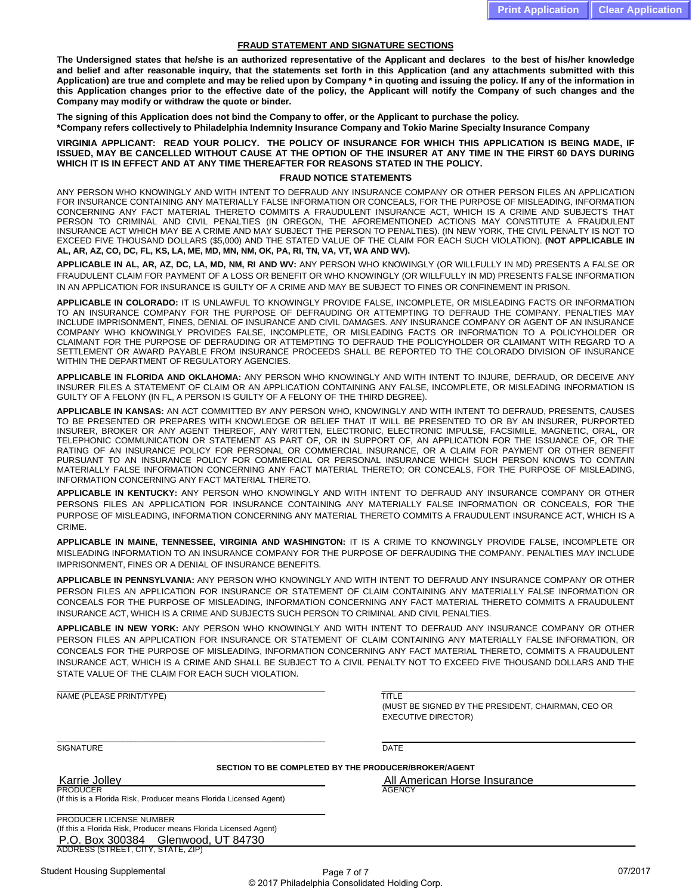Print Application | Clear Application

## FRAUD STATEMENT AND SIGNATURE SECTIONS

**The Undersigned states that he/she is an authorized representative of the Applicant and declares to the best of his/her knowledge and belief and after reasonable inquiry, that the statements set forth in this Application (and any attachments submitted with this Application) are true and complete and may be relied upon by Company * in quoting and issuing the policy. If any of the information in this Application changes prior to the effective date of the policy, the Applicant will notify the Company of such changes and the Company may modify or withdraw the quote or binder.**

**The signing of this Application does not bind the Company to offer, or the Applicant to purchase the policy.**

***Company refers collectively to Philadelphia Indemnity Insurance Company and Tokio Marine Specialty Insurance Company**

**VIRGINIA APPLICANT: READ YOUR POLICY. THE POLICY OF INSURANCE FOR WHICH THIS APPLICATION IS BEING MADE, IF ISSUED, MAY BE CANCELLED WITHOUT CAUSE AT THE OPTION OF THE INSURER AT ANY TIME IN THE FIRST 60 DAYS DURING WHICH IT IS IN EFFECT AND AT ANY TIME THEREAFTER FOR REASONS STATED IN THE POLICY.**

### FRAUD NOTICE STATEMENTS

ANY PERSON WHO KNOWINGLY AND WITH INTENT TO DEFRAUD ANY INSURANCE COMPANY OR OTHER PERSON FILES AN APPLICATION FOR INSURANCE CONTAINING ANY MATERIALLY FALSE INFORMATION OR CONCEALS, FOR THE PURPOSE OF MISLEADING, INFORMATION CONCERNING ANY FACT MATERIAL THERETO COMMITS A FRAUDULENT INSURANCE ACT, WHICH IS A CRIME AND SUBJECTS THAT PERSON TO CRIMINAL AND CIVIL PENALTIES (IN OREGON, THE AFOREMENTIONED ACTIONS MAY CONSTITUTE A FRAUDULENT INSURANCE ACT WHICH MAY BE A CRIME AND MAY SUBJECT THE PERSON TO PENALTIES). (IN NEW YORK, THE CIVIL PENALTY IS NOT TO EXCEED FIVE THOUSAND DOLLARS ($5,000) AND THE STATED VALUE OF THE CLAIM FOR EACH SUCH VIOLATION). **(NOT APPLICABLE IN AL, AR, AZ, CO, DC, FL, KS, LA, ME, MD, MN, NM, OK, PA, RI, TN, VA, VT, WA AND WV).**

**APPLICABLE IN AL, AR, AZ, DC, LA, MD, NM, RI AND WV:** ANY PERSON WHO KNOWINGLY (OR WILLFULLY IN MD) PRESENTS A FALSE OR FRAUDULENT CLAIM FOR PAYMENT OF A LOSS OR BENEFIT OR WHO KNOWINGLY (OR WILLFULLY IN MD) PRESENTS FALSE INFORMATION IN AN APPLICATION FOR INSURANCE IS GUILTY OF A CRIME AND MAY BE SUBJECT TO FINES OR CONFINEMENT IN PRISON.

**APPLICABLE IN COLORADO:** IT IS UNLAWFUL TO KNOWINGLY PROVIDE FALSE, INCOMPLETE, OR MISLEADING FACTS OR INFORMATION TO AN INSURANCE COMPANY FOR THE PURPOSE OF DEFRAUDING OR ATTEMPTING TO DEFRAUD THE COMPANY. PENALTIES MAY INCLUDE IMPRISONMENT, FINES, DENIAL OF INSURANCE AND CIVIL DAMAGES. ANY INSURANCE COMPANY OR AGENT OF AN INSURANCE COMPANY WHO KNOWINGLY PROVIDES FALSE, INCOMPLETE, OR MISLEADING FACTS OR INFORMATION TO A POLICYHOLDER OR CLAIMANT FOR THE PURPOSE OF DEFRAUDING OR ATTEMPTING TO DEFRAUD THE POLICYHOLDER OR CLAIMANT WITH REGARD TO A SETTLEMENT OR AWARD PAYABLE FROM INSURANCE PROCEEDS SHALL BE REPORTED TO THE COLORADO DIVISION OF INSURANCE WITHIN THE DEPARTMENT OF REGULATORY AGENCIES.

**APPLICABLE IN FLORIDA AND OKLAHOMA:** ANY PERSON WHO KNOWINGLY AND WITH INTENT TO INJURE, DEFRAUD, OR DECEIVE ANY INSURER FILES A STATEMENT OF CLAIM OR AN APPLICATION CONTAINING ANY FALSE, INCOMPLETE, OR MISLEADING INFORMATION IS GUILTY OF A FELONY (IN FL, A PERSON IS GUILTY OF A FELONY OF THE THIRD DEGREE).

**APPLICABLE IN KANSAS:** AN ACT COMMITTED BY ANY PERSON WHO, KNOWINGLY AND WITH INTENT TO DEFRAUD, PRESENTS, CAUSES TO BE PRESENTED OR PREPARES WITH KNOWLEDGE OR BELIEF THAT IT WILL BE PRESENTED TO OR BY AN INSURER, PURPORTED INSURER, BROKER OR ANY AGENT THEREOF, ANY WRITTEN, ELECTRONIC, ELECTRONIC IMPULSE, FACSIMILE, MAGNETIC, ORAL, OR TELEPHONIC COMMUNICATION OR STATEMENT AS PART OF, OR IN SUPPORT OF, AN APPLICATION FOR THE ISSUANCE OF, OR THE RATING OF AN INSURANCE POLICY FOR PERSONAL OR COMMERCIAL INSURANCE, OR A CLAIM FOR PAYMENT OR OTHER BENEFIT PURSUANT TO AN INSURANCE POLICY FOR COMMERCIAL OR PERSONAL INSURANCE WHICH SUCH PERSON KNOWS TO CONTAIN MATERIALLY FALSE INFORMATION CONCERNING ANY FACT MATERIAL THERETO; OR CONCEALS, FOR THE PURPOSE OF MISLEADING, INFORMATION CONCERNING ANY FACT MATERIAL THERETO.

**APPLICABLE IN KENTUCKY:** ANY PERSON WHO KNOWINGLY AND WITH INTENT TO DEFRAUD ANY INSURANCE COMPANY OR OTHER PERSONS FILES AN APPLICATION FOR INSURANCE CONTAINING ANY MATERIALLY FALSE INFORMATION OR CONCEALS, FOR THE PURPOSE OF MISLEADING, INFORMATION CONCERNING ANY MATERIAL THERETO COMMITS A FRAUDULENT INSURANCE ACT, WHICH IS A CRIME.

**APPLICABLE IN MAINE, TENNESSEE, VIRGINIA AND WASHINGTON:** IT IS A CRIME TO KNOWINGLY PROVIDE FALSE, INCOMPLETE OR MISLEADING INFORMATION TO AN INSURANCE COMPANY FOR THE PURPOSE OF DEFRAUDING THE COMPANY. PENALTIES MAY INCLUDE IMPRISONMENT, FINES OR A DENIAL OF INSURANCE BENEFITS.

**APPLICABLE IN PENNSYLVANIA:** ANY PERSON WHO KNOWINGLY AND WITH INTENT TO DEFRAUD ANY INSURANCE COMPANY OR OTHER PERSON FILES AN APPLICATION FOR INSURANCE OR STATEMENT OF CLAIM CONTAINING ANY MATERIALLY FALSE INFORMATION OR CONCEALS FOR THE PURPOSE OF MISLEADING, INFORMATION CONCERNING ANY FACT MATERIAL THERETO COMMITS A FRAUDULENT INSURANCE ACT, WHICH IS A CRIME AND SUBJECTS SUCH PERSON TO CRIMINAL AND CIVIL PENALTIES.

**APPLICABLE IN NEW YORK:** ANY PERSON WHO KNOWINGLY AND WITH INTENT TO DEFRAUD ANY INSURANCE COMPANY OR OTHER PERSON FILES AN APPLICATION FOR INSURANCE OR STATEMENT OF CLAIM CONTAINING ANY MATERIALLY FALSE INFORMATION, OR CONCEALS FOR THE PURPOSE OF MISLEADING, INFORMATION CONCERNING ANY FACT MATERIAL THERETO, COMMITS A FRAUDULENT INSURANCE ACT, WHICH IS A CRIME AND SHALL BE SUBJECT TO A CIVIL PENALTY NOT TO EXCEED FIVE THOUSAND DOLLARS AND THE STATE VALUE OF THE CLAIM FOR EACH SUCH VIOLATION.

NAME (PLEASE PRINT/TYPE): ______________________

TITLE: ______________________
(MUST BE SIGNED BY THE PRESIDENT, CHAIRMAN, CEO OR EXECUTIVE DIRECTOR)

SIGNATURE: ______________________

DATE: ______________________

**SECTION TO BE COMPLETED BY THE PRODUCER/BROKER/AGENT**

PRODUCER: Karrie Jolley
(If this is a Florida Risk, Producer means Florida Licensed Agent)

AGENCY: All American Horse Insurance

PRODUCER LICENSE NUMBER: ______________________
(If this a Florida Risk, Producer means Florida Licensed Agent)

ADDRESS (STREET, CITY, STATE, ZIP): P.O. Box 300384 Glenwood, UT 84730

Student Housing Supplemental — 07/2017

© 2017 Philadelphia Consolidated Holding Corp.